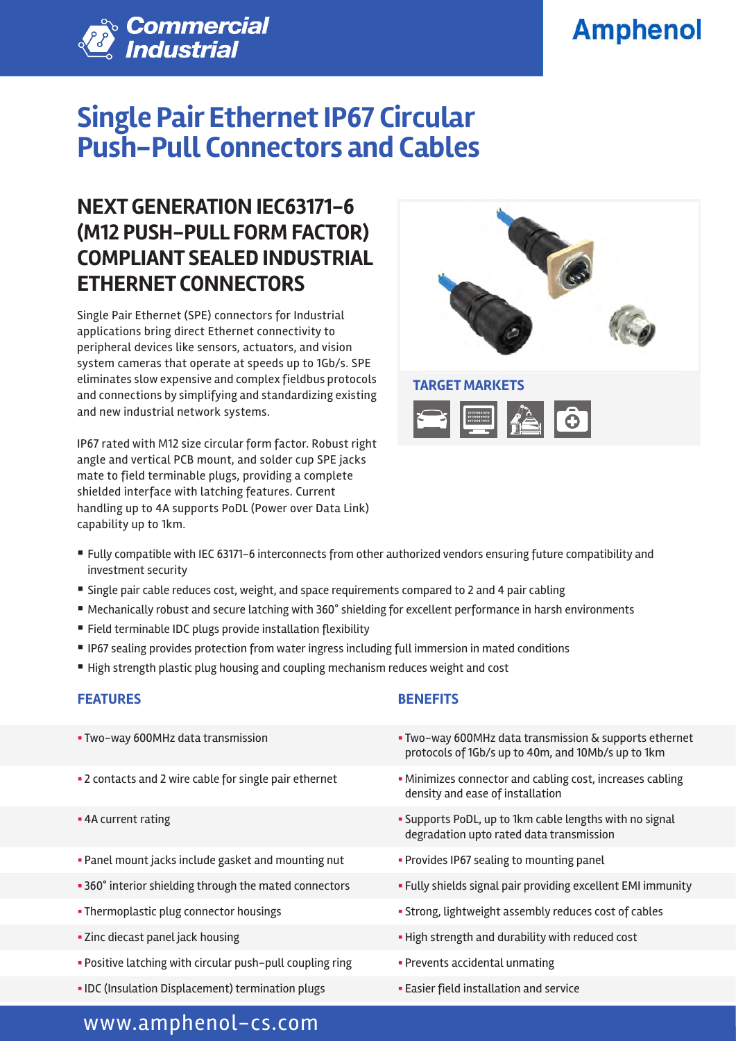# Single Pair Ethernet IP67 Circular Push-Pull Connectors and Cables

## NEXT GENERATION IEC63171-6 (M12 PUSH-PULL FORM FACTOR) COMPLIANT SEALED INDUSTRIAL ETHERNET CONNECTORS

Single Pair Ethernet (SPE) connectors for Industrial applications bring direct Ethernet connectivity to peripheral devices like sensors, actuators, and vision system cameras that operate at speeds up to 1Gb/s. SPE eliminates slow expensive and complex fieldbus protocols and connections by simplifying and standardizing existing and new industrial network systems.

IP67 rated with M12 size circular form factor. Robust right angle and vertical PCB mount, and solder cup SPE jacks mate to field terminable plugs, providing a complete shielded interface with latching features. Current handling up to 4A supports PoDL (Power over Data Link) capability up to 1km.

### TARGET MARKETS

- Fully compatible with IEC 63171-6 interconnects from other authorized vendors ensuring future compatibility and investment security
- Single pair cable reduces cost, weight, and space requirements compared to 2 and 4 pair cabling
- Mechanically robust and secure latching with 360° shielding for excellent performance in harsh environments
- Field terminable IDC plugs provide installation flexibility
- IP67 sealing provides protection from water ingress including full immersion in mated conditions
- High strength plastic plug housing and coupling mechanism reduces weight and cost

| FEATURES | BENEFITS |
| --- | --- |
| Two-way 600MHz data transmission | Two-way 600MHz data transmission & supports ethernet protocols of 1Gb/s up to 40m, and 10Mb/s up to 1km |
| 2 contacts and 2 wire cable for single pair ethernet | Minimizes connector and cabling cost, increases cabling density and ease of installation |
| 4A current rating | Supports PoDL, up to 1km cable lengths with no signal degradation upto rated data transmission |
| Panel mount jacks include gasket and mounting nut | Provides IP67 sealing to mounting panel |
| 360° interior shielding through the mated connectors | Fully shields signal pair providing excellent EMI immunity |
| Thermoplastic plug connector housings | Strong, lightweight assembly reduces cost of cables |
| Zinc diecast panel jack housing | High strength and durability with reduced cost |
| Positive latching with circular push-pull coupling ring | Prevents accidental unmating |
| IDC (Insulation Displacement) termination plugs | Easier field installation and service |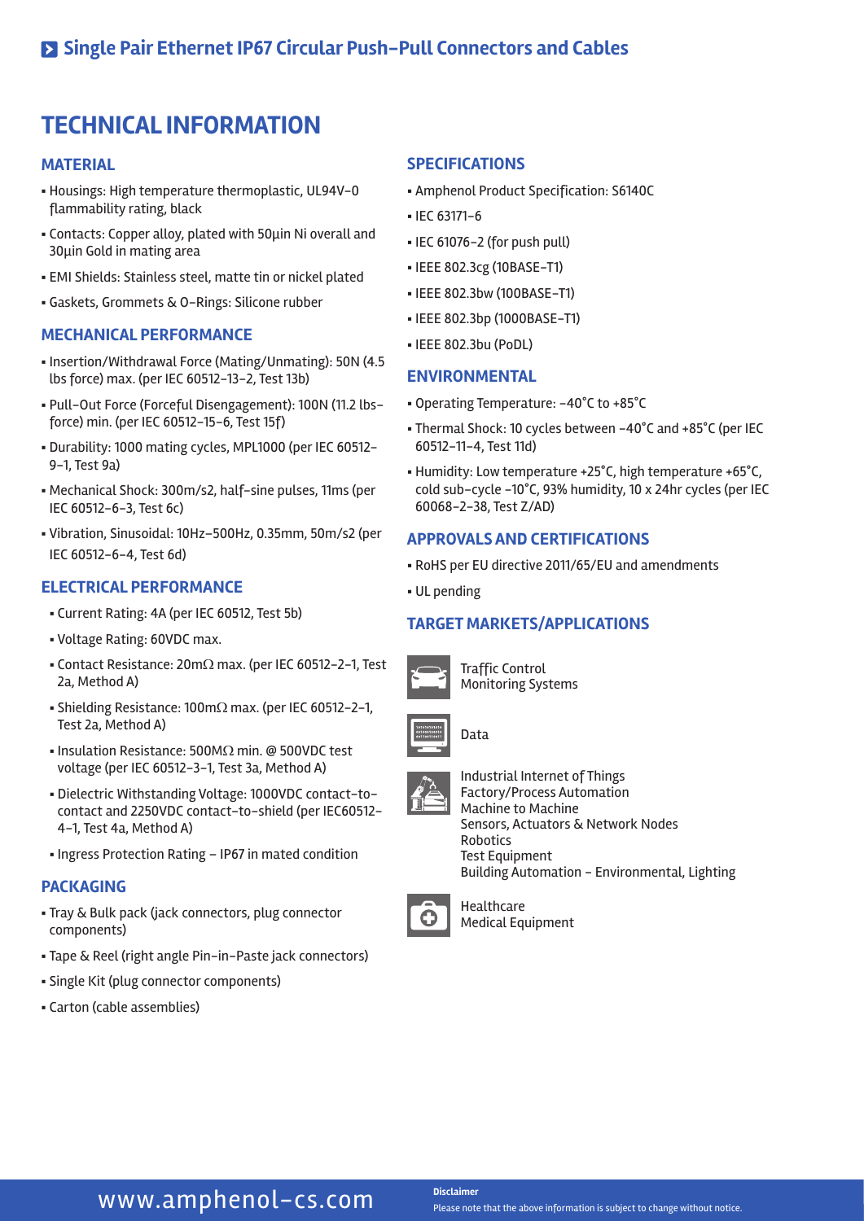## Single Pair Ethernet IP67 Circular Push-Pull Connectors and Cables

# TECHNICAL INFORMATION

### MATERIAL

- Housings: High temperature thermoplastic, UL94V-0 flammability rating, black
- Contacts: Copper alloy, plated with 50µin Ni overall and 30µin Gold in mating area
- EMI Shields: Stainless steel, matte tin or nickel plated
- Gaskets, Grommets & O-Rings: Silicone rubber

### MECHANICAL PERFORMANCE

- Insertion/Withdrawal Force (Mating/Unmating): 50N (4.5 lbs force) max. (per IEC 60512-13-2, Test 13b)
- Pull-Out Force (Forceful Disengagement): 100N (11.2 lbs-force) min. (per IEC 60512-15-6, Test 15f)
- Durability: 1000 mating cycles, MPL1000 (per IEC 60512-9-1, Test 9a)
- Mechanical Shock: 300m/s2, half-sine pulses, 11ms (per IEC 60512-6-3, Test 6c)
- Vibration, Sinusoidal: 10Hz-500Hz, 0.35mm, 50m/s2 (per IEC 60512-6-4, Test 6d)

### ELECTRICAL PERFORMANCE

- Current Rating: 4A (per IEC 60512, Test 5b)
- Voltage Rating: 60VDC max.
- Contact Resistance: 20mΩ max. (per IEC 60512-2-1, Test 2a, Method A)
- Shielding Resistance: 100mΩ max. (per IEC 60512-2-1, Test 2a, Method A)
- Insulation Resistance: 500MΩ min. @ 500VDC test voltage (per IEC 60512-3-1, Test 3a, Method A)
- Dielectric Withstanding Voltage: 1000VDC contact-to-contact and 2250VDC contact-to-shield (per IEC60512-4-1, Test 4a, Method A)
- Ingress Protection Rating – IP67 in mated condition

### PACKAGING

- Tray & Bulk pack (jack connectors, plug connector components)
- Tape & Reel (right angle Pin-in-Paste jack connectors)
- Single Kit (plug connector components)
- Carton (cable assemblies)

### SPECIFICATIONS

- Amphenol Product Specification: S6140C
- IEC 63171-6
- IEC 61076-2 (for push pull)
- IEEE 802.3cg (10BASE-T1)
- IEEE 802.3bw (100BASE-T1)
- IEEE 802.3bp (1000BASE-T1)
- IEEE 802.3bu (PoDL)

### ENVIRONMENTAL

- Operating Temperature: -40°C to +85°C
- Thermal Shock: 10 cycles between -40°C and +85°C (per IEC 60512-11-4, Test 11d)
- Humidity: Low temperature +25°C, high temperature +65°C, cold sub-cycle -10°C, 93% humidity, 10 x 24hr cycles (per IEC 60068-2-38, Test Z/AD)

### APPROVALS AND CERTIFICATIONS

- RoHS per EU directive 2011/65/EU and amendments
- UL pending

### TARGET MARKETS/APPLICATIONS

Traffic Control
Monitoring Systems

Data

Industrial Internet of Things
Factory/Process Automation
Machine to Machine
Sensors, Actuators & Network Nodes
Robotics
Test Equipment
Building Automation - Environmental, Lighting

Healthcare
Medical Equipment

www.amphenol-cs.com

**Disclaimer**
Please note that the above information is subject to change without notice.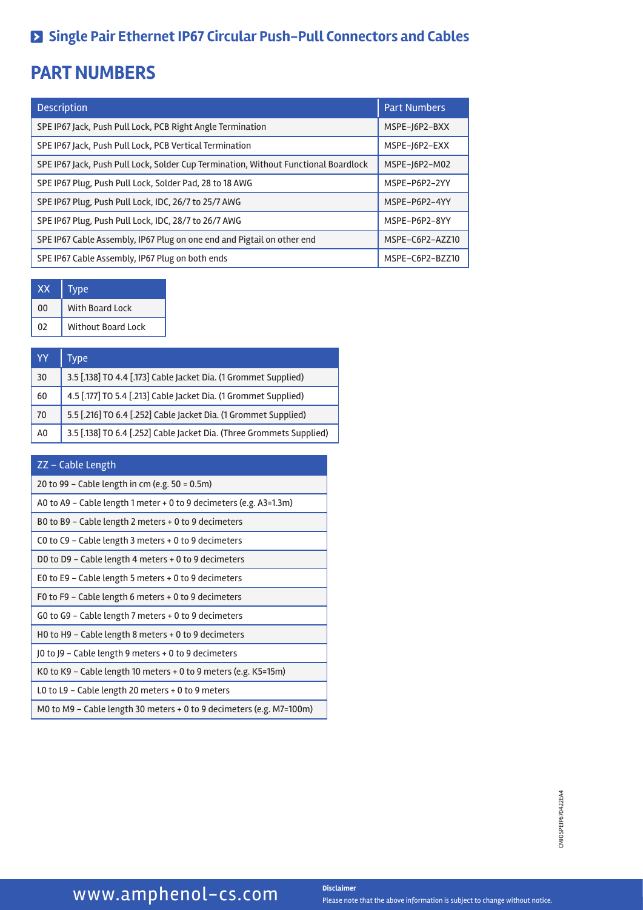## Single Pair Ethernet IP67 Circular Push-Pull Connectors and Cables

# PART NUMBERS

| Description | Part Numbers |
|---|---|
| SPE IP67 Jack, Push Pull Lock, PCB Right Angle Termination | MSPE-J6P2-BXX |
| SPE IP67 Jack, Push Pull Lock, PCB Vertical Termination | MSPE-J6P2-EXX |
| SPE IP67 Jack, Push Pull Lock, Solder Cup Termination, Without Functional Boardlock | MSPE-J6P2-M02 |
| SPE IP67 Plug, Push Pull Lock, Solder Pad, 28 to 18 AWG | MSPE-P6P2-2YY |
| SPE IP67 Plug, Push Pull Lock, IDC, 26/7 to 25/7 AWG | MSPE-P6P2-4YY |
| SPE IP67 Plug, Push Pull Lock, IDC, 28/7 to 26/7 AWG | MSPE-P6P2-8YY |
| SPE IP67 Cable Assembly, IP67 Plug on one end and Pigtail on other end | MSPE-C6P2-AZZ10 |
| SPE IP67 Cable Assembly, IP67 Plug on both ends | MSPE-C6P2-BZZ10 |

| XX | Type |
|---|---|
| 00 | With Board Lock |
| 02 | Without Board Lock |

| YY | Type |
|---|---|
| 30 | 3.5 [.138] TO 4.4 [.173] Cable Jacket Dia. (1 Grommet Supplied) |
| 60 | 4.5 [.177] TO 5.4 [.213] Cable Jacket Dia. (1 Grommet Supplied) |
| 70 | 5.5 [.216] TO 6.4 [.252] Cable Jacket Dia. (1 Grommet Supplied) |
| A0 | 3.5 [.138] TO 6.4 [.252] Cable Jacket Dia. (Three Grommets Supplied) |

| ZZ – Cable Length |
|---|
| 20 to 99 – Cable length in cm (e.g. 50 = 0.5m) |
| A0 to A9 – Cable length 1 meter + 0 to 9 decimeters (e.g. A3=1.3m) |
| B0 to B9 – Cable length 2 meters + 0 to 9 decimeters |
| C0 to C9 – Cable length 3 meters + 0 to 9 decimeters |
| D0 to D9 – Cable length 4 meters + 0 to 9 decimeters |
| E0 to E9 – Cable length 5 meters + 0 to 9 decimeters |
| F0 to F9 – Cable length 6 meters + 0 to 9 decimeters |
| G0 to G9 – Cable length 7 meters + 0 to 9 decimeters |
| H0 to H9 – Cable length 8 meters + 0 to 9 decimeters |
| J0 to J9 – Cable length 9 meters + 0 to 9 decimeters |
| K0 to K9 – Cable length 10 meters + 0 to 9 meters (e.g. K5=15m) |
| L0 to L9 – Cable length 20 meters + 0 to 9 meters |
| M0 to M9 – Cable length 30 meters + 0 to 9 decimeters (e.g. M7=100m) |

CMIOSPEIP670422EA4

www.amphenol-cs.com

**Disclaimer**
Please note that the above information is subject to change without notice.